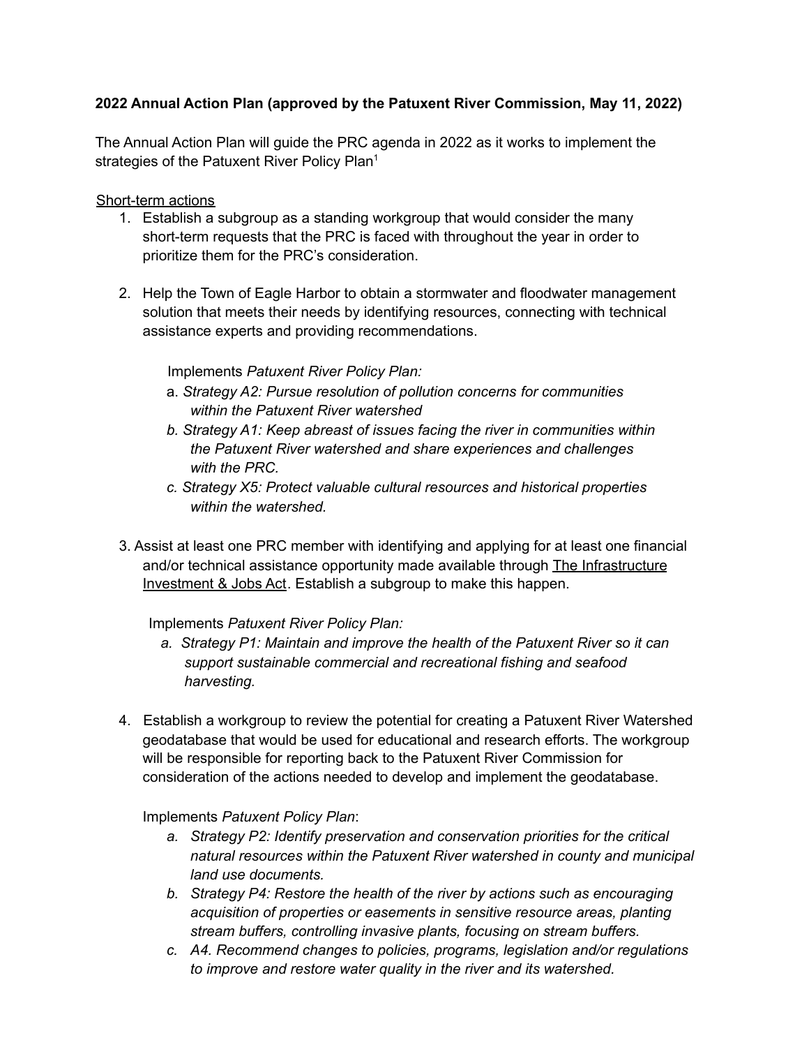**2022 Annual Action Plan (approved by the Patuxent River Commission, May 11, 2022)**

The Annual Action Plan will guide the PRC agenda in 2022 as it works to implement the strategies of the Patuxent River Policy Plan[1]

Short-term actions

1. Establish a subgroup as a standing workgroup that would consider the many short-term requests that the PRC is faced with throughout the year in order to prioritize them for the PRC's consideration.

2. Help the Town of Eagle Harbor to obtain a stormwater and floodwater management solution that meets their needs by identifying resources, connecting with technical assistance experts and providing recommendations.

   Implements *Patuxent River Policy Plan:*

   a. *Strategy A2: Pursue resolution of pollution concerns for communities within the Patuxent River watershed*

   b. *Strategy A1: Keep abreast of issues facing the river in communities within the Patuxent River watershed and share experiences and challenges with the PRC.*

   c. *Strategy X5: Protect valuable cultural resources and historical properties within the watershed.*

3. Assist at least one PRC member with identifying and applying for at least one financial and/or technical assistance opportunity made available through The Infrastructure Investment & Jobs Act. Establish a subgroup to make this happen.

   Implements *Patuxent River Policy Plan:*

   a. *Strategy P1: Maintain and improve the health of the Patuxent River so it can support sustainable commercial and recreational fishing and seafood harvesting.*

4. Establish a workgroup to review the potential for creating a Patuxent River Watershed geodatabase that would be used for educational and research efforts. The workgroup will be responsible for reporting back to the Patuxent River Commission for consideration of the actions needed to develop and implement the geodatabase.

   Implements *Patuxent Policy Plan*:

   a. *Strategy P2: Identify preservation and conservation priorities for the critical natural resources within the Patuxent River watershed in county and municipal land use documents.*

   b. *Strategy P4: Restore the health of the river by actions such as encouraging acquisition of properties or easements in sensitive resource areas, planting stream buffers, controlling invasive plants, focusing on stream buffers.*

   c. *A4. Recommend changes to policies, programs, legislation and/or regulations to improve and restore water quality in the river and its watershed.*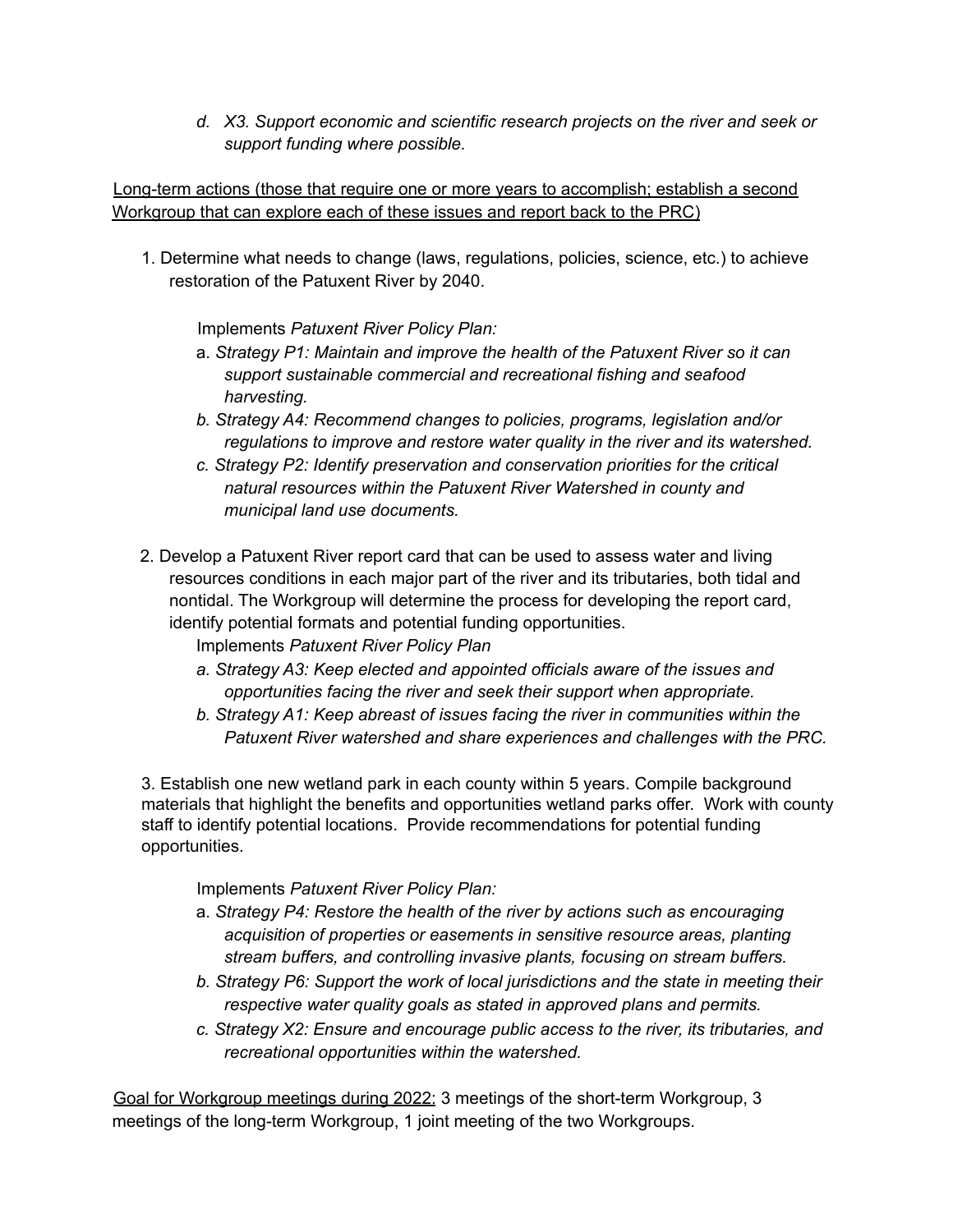d. *X3. Support economic and scientific research projects on the river and seek or support funding where possible.*

<u>Long-term actions (those that require one or more years to accomplish; establish a second Workgroup that can explore each of these issues and report back to the PRC)</u>

1. Determine what needs to change (laws, regulations, policies, science, etc.) to achieve restoration of the Patuxent River by 2040.

   Implements *Patuxent River Policy Plan:*

   a. *Strategy P1: Maintain and improve the health of the Patuxent River so it can support sustainable commercial and recreational fishing and seafood harvesting.*
   b. *Strategy A4: Recommend changes to policies, programs, legislation and/or regulations to improve and restore water quality in the river and its watershed.*
   c. *Strategy P2: Identify preservation and conservation priorities for the critical natural resources within the Patuxent River Watershed in county and municipal land use documents.*

2. Develop a Patuxent River report card that can be used to assess water and living resources conditions in each major part of the river and its tributaries, both tidal and nontidal. The Workgroup will determine the process for developing the report card, identify potential formats and potential funding opportunities.

   Implements *Patuxent River Policy Plan*

   a. *Strategy A3: Keep elected and appointed officials aware of the issues and opportunities facing the river and seek their support when appropriate.*
   b. *Strategy A1: Keep abreast of issues facing the river in communities within the Patuxent River watershed and share experiences and challenges with the PRC.*

3. Establish one new wetland park in each county within 5 years. Compile background materials that highlight the benefits and opportunities wetland parks offer. Work with county staff to identify potential locations. Provide recommendations for potential funding opportunities.

   Implements *Patuxent River Policy Plan:*

   a. *Strategy P4: Restore the health of the river by actions such as encouraging acquisition of properties or easements in sensitive resource areas, planting stream buffers, and controlling invasive plants, focusing on stream buffers.*
   b. *Strategy P6: Support the work of local jurisdictions and the state in meeting their respective water quality goals as stated in approved plans and permits.*
   c. *Strategy X2: Ensure and encourage public access to the river, its tributaries, and recreational opportunities within the watershed.*

<u>Goal for Workgroup meetings during 2022:</u> 3 meetings of the short-term Workgroup, 3 meetings of the long-term Workgroup, 1 joint meeting of the two Workgroups.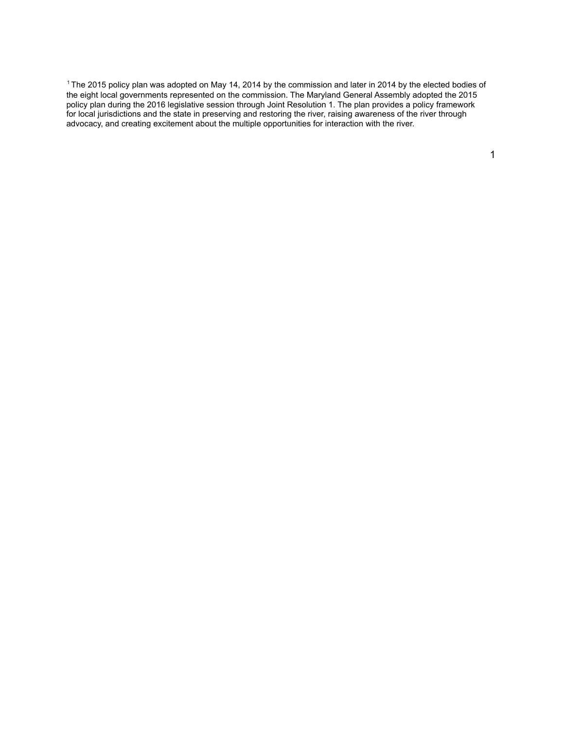[1] The 2015 policy plan was adopted on May 14, 2014 by the commission and later in 2014 by the elected bodies of the eight local governments represented on the commission. The Maryland General Assembly adopted the 2015 policy plan during the 2016 legislative session through Joint Resolution 1. The plan provides a policy framework for local jurisdictions and the state in preserving and restoring the river, raising awareness of the river through advocacy, and creating excitement about the multiple opportunities for interaction with the river.